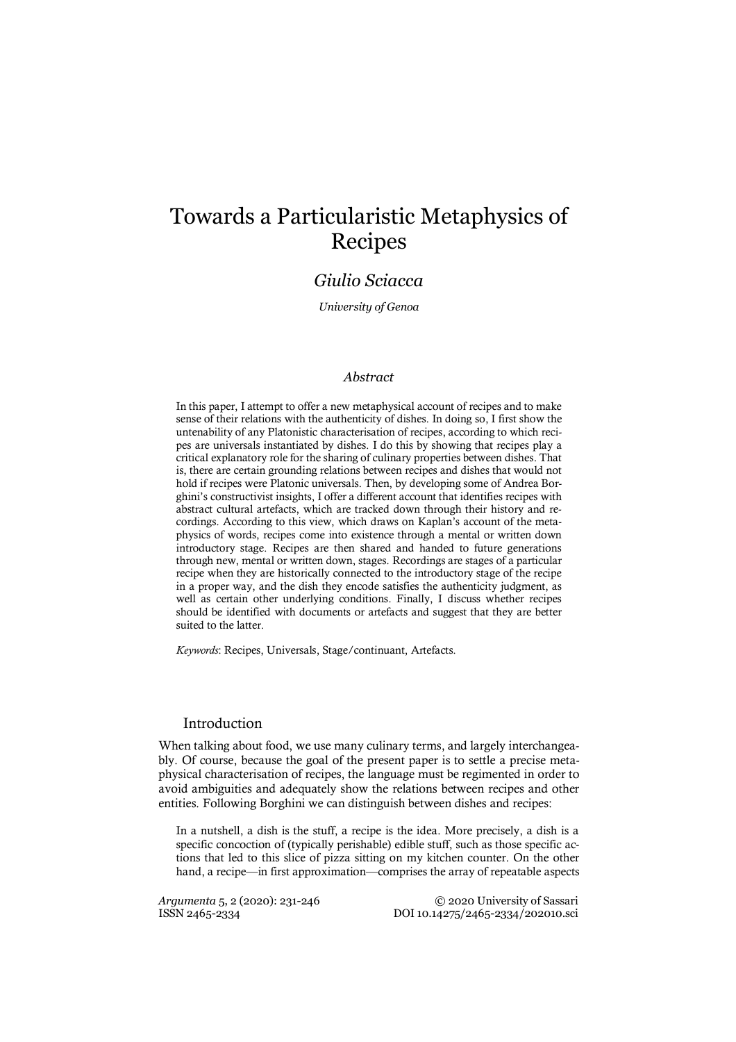# Towards a Particularistic Metaphysics of Recipes

## *Giulio Sciacca*

*University of Genoa*

### *Abstract*

In this paper, I attempt to offer a new metaphysical account of recipes and to make sense of their relations with the authenticity of dishes. In doing so, I first show the untenability of any Platonistic characterisation of recipes, according to which recipes are universals instantiated by dishes. I do this by showing that recipes play a critical explanatory role for the sharing of culinary properties between dishes. That is, there are certain grounding relations between recipes and dishes that would not hold if recipes were Platonic universals. Then, by developing some of Andrea Borghini's constructivist insights, I offer a different account that identifies recipes with abstract cultural artefacts, which are tracked down through their history and recordings. According to this view, which draws on Kaplan's account of the metaphysics of words, recipes come into existence through a mental or written down introductory stage. Recipes are then shared and handed to future generations through new, mental or written down, stages. Recordings are stages of a particular recipe when they are historically connected to the introductory stage of the recipe in a proper way, and the dish they encode satisfies the authenticity judgment, as well as certain other underlying conditions. Finally, I discuss whether recipes should be identified with documents or artefacts and suggest that they are better suited to the latter.

*Keywords*: Recipes, Universals, Stage/continuant, Artefacts.

## Introduction

When talking about food, we use many culinary terms, and largely interchangeably. Of course, because the goal of the present paper is to settle a precise metaphysical characterisation of recipes, the language must be regimented in order to avoid ambiguities and adequately show the relations between recipes and other entities. Following Borghini we can distinguish between dishes and recipes:

> In a nutshell, a dish is the stuff, a recipe is the idea. More precisely, a dish is a specific concoction of (typically perishable) edible stuff, such as those specific actions that led to this slice of pizza sitting on my kitchen counter. On the other hand, a recipe—in first approximation—comprises the array of repeatable aspects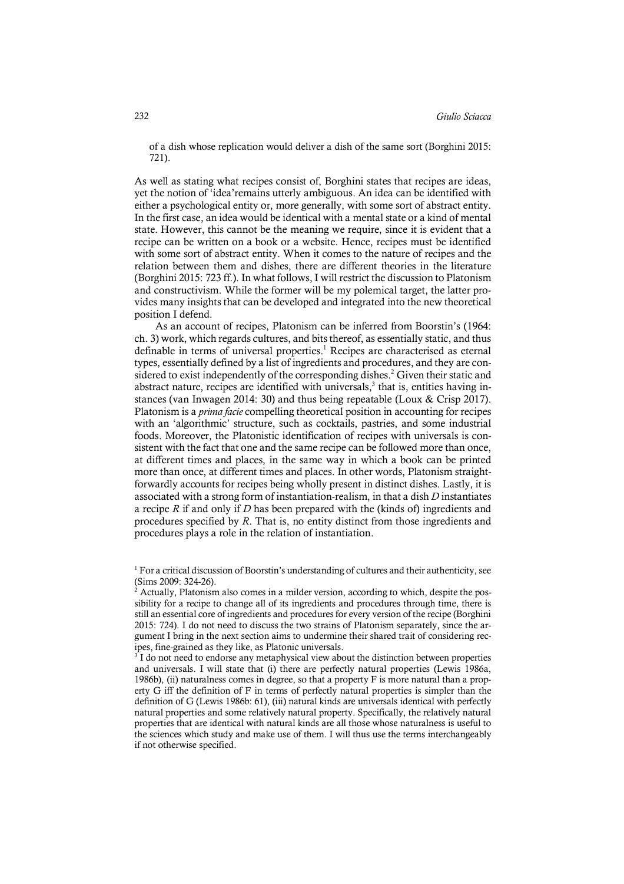of a dish whose replication would deliver a dish of the same sort (Borghini 2015: 721).

As well as stating what recipes consist of, Borghini states that recipes are ideas, yet the notion of 'idea'remains utterly ambiguous. An idea can be identified with either a psychological entity or, more generally, with some sort of abstract entity. In the first case, an idea would be identical with a mental state or a kind of mental state. However, this cannot be the meaning we require, since it is evident that a recipe can be written on a book or a website. Hence, recipes must be identified with some sort of abstract entity. When it comes to the nature of recipes and the relation between them and dishes, there are different theories in the literature (Borghini 2015: 723 ff.). In what follows, I will restrict the discussion to Platonism and constructivism. While the former will be my polemical target, the latter provides many insights that can be developed and integrated into the new theoretical position I defend.

As an account of recipes, Platonism can be inferred from Boorstin's (1964: ch. 3) work, which regards cultures, and bits thereof, as essentially static, and thus definable in terms of universal properties.[1] Recipes are characterised as eternal types, essentially defined by a list of ingredients and procedures, and they are considered to exist independently of the corresponding dishes.[2] Given their static and abstract nature, recipes are identified with universals,[3] that is, entities having instances (van Inwagen 2014: 30) and thus being repeatable (Loux & Crisp 2017). Platonism is a *prima facie* compelling theoretical position in accounting for recipes with an 'algorithmic' structure, such as cocktails, pastries, and some industrial foods. Moreover, the Platonistic identification of recipes with universals is consistent with the fact that one and the same recipe can be followed more than once, at different times and places, in the same way in which a book can be printed more than once, at different times and places. In other words, Platonism straightforwardly accounts for recipes being wholly present in distinct dishes. Lastly, it is associated with a strong form of instantiation-realism, in that a dish *D* instantiates a recipe *R* if and only if *D* has been prepared with the (kinds of) ingredients and procedures specified by *R*. That is, no entity distinct from those ingredients and procedures plays a role in the relation of instantiation.

[1] For a critical discussion of Boorstin's understanding of cultures and their authenticity, see (Sims 2009: 324-26).

[2] Actually, Platonism also comes in a milder version, according to which, despite the possibility for a recipe to change all of its ingredients and procedures through time, there is still an essential core of ingredients and procedures for every version of the recipe (Borghini 2015: 724). I do not need to discuss the two strains of Platonism separately, since the argument I bring in the next section aims to undermine their shared trait of considering recipes, fine-grained as they like, as Platonic universals.

[3] I do not need to endorse any metaphysical view about the distinction between properties and universals. I will state that (i) there are perfectly natural properties (Lewis 1986a, 1986b), (ii) naturalness comes in degree, so that a property F is more natural than a property G iff the definition of F in terms of perfectly natural properties is simpler than the definition of G (Lewis 1986b: 61), (iii) natural kinds are universals identical with perfectly natural properties and some relatively natural property. Specifically, the relatively natural properties that are identical with natural kinds are all those whose naturalness is useful to the sciences which study and make use of them. I will thus use the terms interchangeably if not otherwise specified.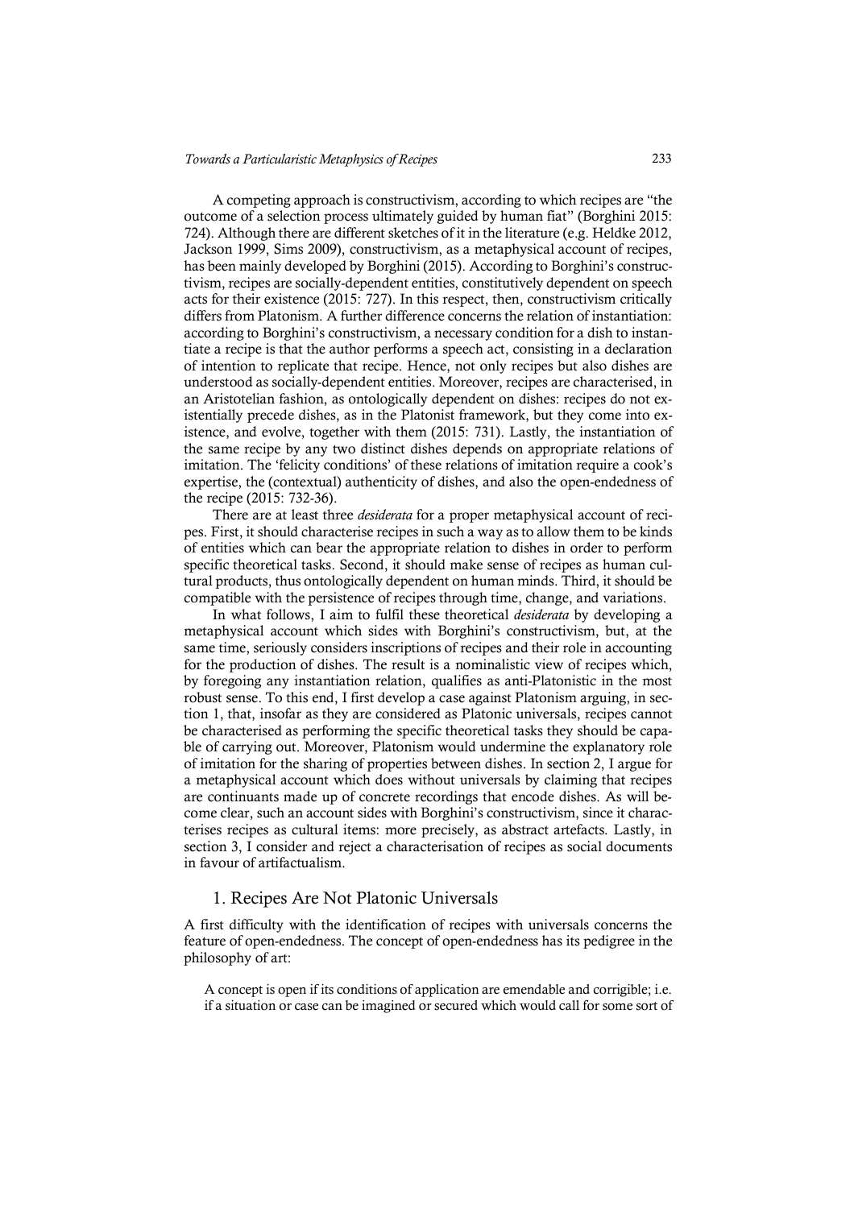A competing approach is constructivism, according to which recipes are "the outcome of a selection process ultimately guided by human fiat" (Borghini 2015: 724). Although there are different sketches of it in the literature (e.g. Heldke 2012, Jackson 1999, Sims 2009), constructivism, as a metaphysical account of recipes, has been mainly developed by Borghini (2015). According to Borghini's constructivism, recipes are socially-dependent entities, constitutively dependent on speech acts for their existence (2015: 727). In this respect, then, constructivism critically differs from Platonism. A further difference concerns the relation of instantiation: according to Borghini's constructivism, a necessary condition for a dish to instantiate a recipe is that the author performs a speech act, consisting in a declaration of intention to replicate that recipe. Hence, not only recipes but also dishes are understood as socially-dependent entities. Moreover, recipes are characterised, in an Aristotelian fashion, as ontologically dependent on dishes: recipes do not existentially precede dishes, as in the Platonist framework, but they come into existence, and evolve, together with them (2015: 731). Lastly, the instantiation of the same recipe by any two distinct dishes depends on appropriate relations of imitation. The 'felicity conditions' of these relations of imitation require a cook's expertise, the (contextual) authenticity of dishes, and also the open-endedness of the recipe (2015: 732-36).

There are at least three *desiderata* for a proper metaphysical account of recipes. First, it should characterise recipes in such a way as to allow them to be kinds of entities which can bear the appropriate relation to dishes in order to perform specific theoretical tasks. Second, it should make sense of recipes as human cultural products, thus ontologically dependent on human minds. Third, it should be compatible with the persistence of recipes through time, change, and variations.

In what follows, I aim to fulfil these theoretical *desiderata* by developing a metaphysical account which sides with Borghini's constructivism, but, at the same time, seriously considers inscriptions of recipes and their role in accounting for the production of dishes. The result is a nominalistic view of recipes which, by foregoing any instantiation relation, qualifies as anti-Platonistic in the most robust sense. To this end, I first develop a case against Platonism arguing, in section 1, that, insofar as they are considered as Platonic universals, recipes cannot be characterised as performing the specific theoretical tasks they should be capable of carrying out. Moreover, Platonism would undermine the explanatory role of imitation for the sharing of properties between dishes. In section 2, I argue for a metaphysical account which does without universals by claiming that recipes are continuants made up of concrete recordings that encode dishes. As will become clear, such an account sides with Borghini's constructivism, since it characterises recipes as cultural items: more precisely, as abstract artefacts. Lastly, in section 3, I consider and reject a characterisation of recipes as social documents in favour of artifactualism.

## 1. Recipes Are Not Platonic Universals

A first difficulty with the identification of recipes with universals concerns the feature of open-endedness. The concept of open-endedness has its pedigree in the philosophy of art:

> A concept is open if its conditions of application are emendable and corrigible; i.e. if a situation or case can be imagined or secured which would call for some sort of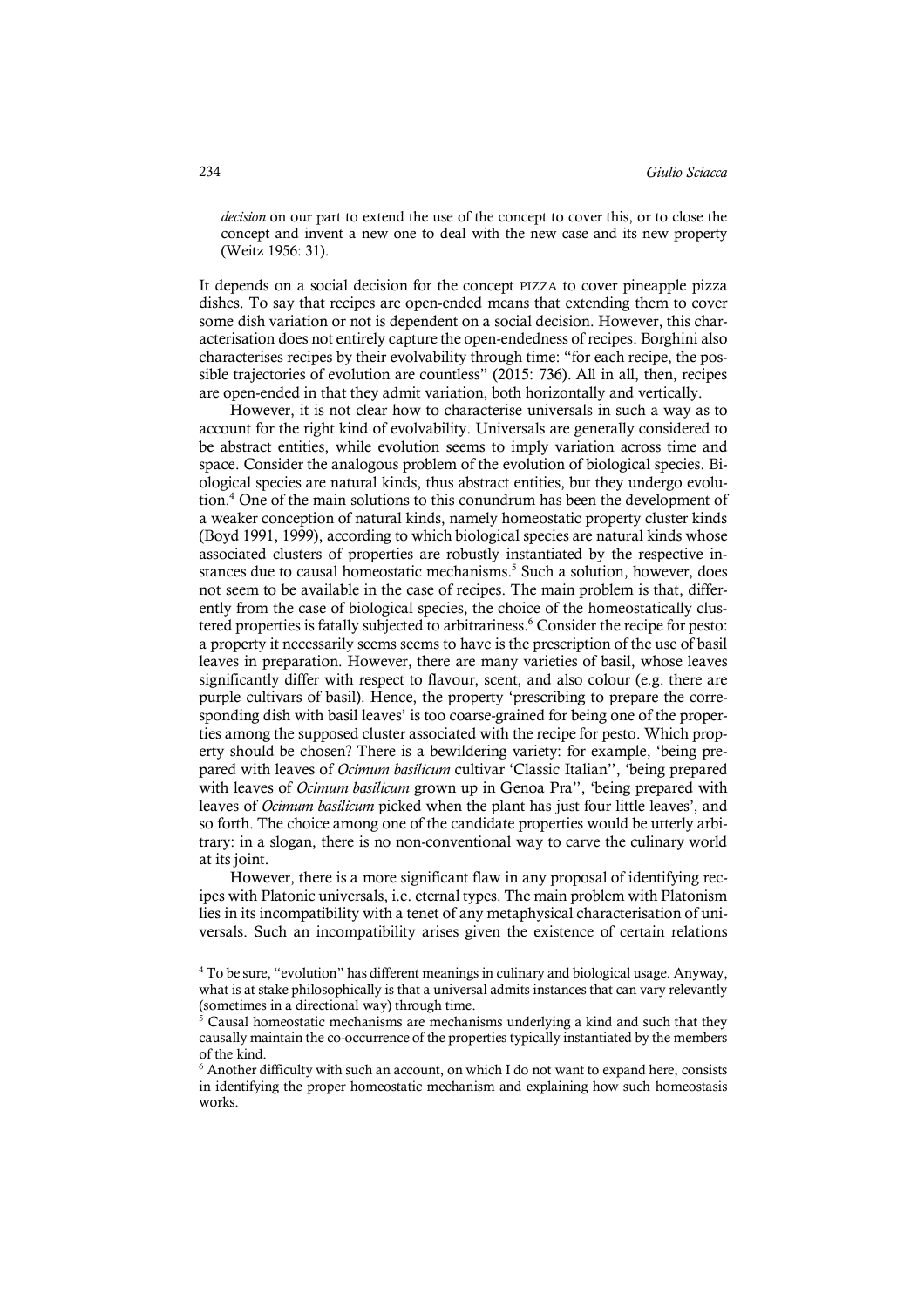*decision* on our part to extend the use of the concept to cover this, or to close the concept and invent a new one to deal with the new case and its new property (Weitz 1956: 31).

It depends on a social decision for the concept PIZZA to cover pineapple pizza dishes. To say that recipes are open-ended means that extending them to cover some dish variation or not is dependent on a social decision. However, this characterisation does not entirely capture the open-endedness of recipes. Borghini also characterises recipes by their evolvability through time: "for each recipe, the possible trajectories of evolution are countless" (2015: 736). All in all, then, recipes are open-ended in that they admit variation, both horizontally and vertically.

However, it is not clear how to characterise universals in such a way as to account for the right kind of evolvability. Universals are generally considered to be abstract entities, while evolution seems to imply variation across time and space. Consider the analogous problem of the evolution of biological species. Biological species are natural kinds, thus abstract entities, but they undergo evolution.[4] One of the main solutions to this conundrum has been the development of a weaker conception of natural kinds, namely homeostatic property cluster kinds (Boyd 1991, 1999), according to which biological species are natural kinds whose associated clusters of properties are robustly instantiated by the respective instances due to causal homeostatic mechanisms.[5] Such a solution, however, does not seem to be available in the case of recipes. The main problem is that, differently from the case of biological species, the choice of the homeostatically clustered properties is fatally subjected to arbitrariness.[6] Consider the recipe for pesto: a property it necessarily seems seems to have is the prescription of the use of basil leaves in preparation. However, there are many varieties of basil, whose leaves significantly differ with respect to flavour, scent, and also colour (e.g. there are purple cultivars of basil). Hence, the property 'prescribing to prepare the corresponding dish with basil leaves' is too coarse-grained for being one of the properties among the supposed cluster associated with the recipe for pesto. Which property should be chosen? There is a bewildering variety: for example, 'being prepared with leaves of *Ocimum basilicum* cultivar 'Classic Italian'', 'being prepared with leaves of *Ocimum basilicum* grown up in Genoa Pra'', 'being prepared with leaves of *Ocimum basilicum* picked when the plant has just four little leaves', and so forth. The choice among one of the candidate properties would be utterly arbitrary: in a slogan, there is no non-conventional way to carve the culinary world at its joint.

However, there is a more significant flaw in any proposal of identifying recipes with Platonic universals, i.e. eternal types. The main problem with Platonism lies in its incompatibility with a tenet of any metaphysical characterisation of universals. Such an incompatibility arises given the existence of certain relations

[4] To be sure, "evolution" has different meanings in culinary and biological usage. Anyway, what is at stake philosophically is that a universal admits instances that can vary relevantly (sometimes in a directional way) through time.

[5] Causal homeostatic mechanisms are mechanisms underlying a kind and such that they causally maintain the co-occurrence of the properties typically instantiated by the members of the kind.

[6] Another difficulty with such an account, on which I do not want to expand here, consists in identifying the proper homeostatic mechanism and explaining how such homeostasis works.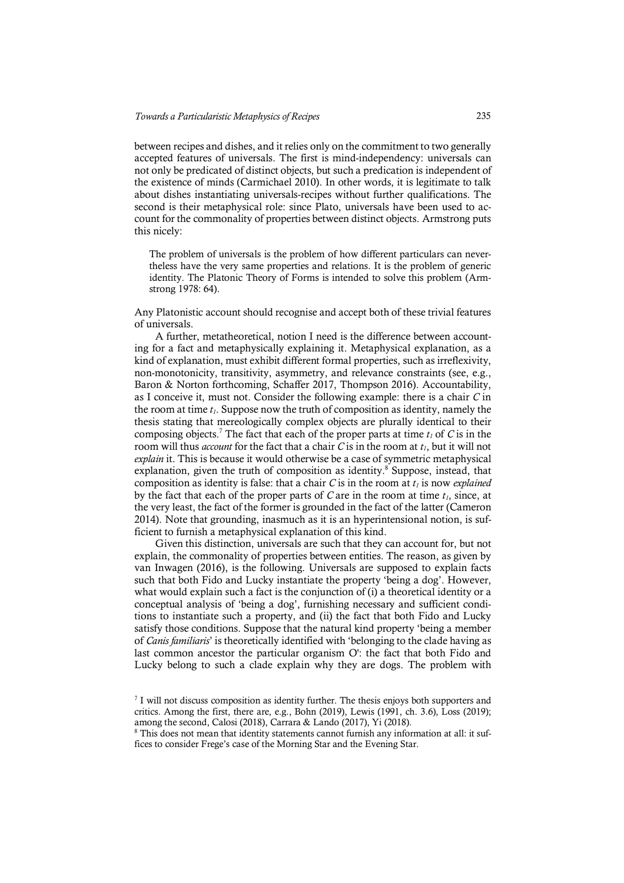between recipes and dishes, and it relies only on the commitment to two generally accepted features of universals. The first is mind-independency: universals can not only be predicated of distinct objects, but such a predication is independent of the existence of minds (Carmichael 2010). In other words, it is legitimate to talk about dishes instantiating universals-recipes without further qualifications. The second is their metaphysical role: since Plato, universals have been used to account for the commonality of properties between distinct objects. Armstrong puts this nicely:

> The problem of universals is the problem of how different particulars can nevertheless have the very same properties and relations. It is the problem of generic identity. The Platonic Theory of Forms is intended to solve this problem (Armstrong 1978: 64).

Any Platonistic account should recognise and accept both of these trivial features of universals.

A further, metatheoretical, notion I need is the difference between accounting for a fact and metaphysically explaining it. Metaphysical explanation, as a kind of explanation, must exhibit different formal properties, such as irreflexivity, non-monotonicity, transitivity, asymmetry, and relevance constraints (see, e.g., Baron & Norton forthcoming, Schaffer 2017, Thompson 2016). Accountability, as I conceive it, must not. Consider the following example: there is a chair $C$ in the room at time $t_1$. Suppose now the truth of composition as identity, namely the thesis stating that mereologically complex objects are plurally identical to their composing objects.[7] The fact that each of the proper parts at time $t_1$ of $C$ is in the room will thus *account* for the fact that a chair $C$ is in the room at $t_1$, but it will not *explain* it. This is because it would otherwise be a case of symmetric metaphysical explanation, given the truth of composition as identity.[8] Suppose, instead, that composition as identity is false: that a chair $C$ is in the room at $t_1$ is now *explained* by the fact that each of the proper parts of $C$ are in the room at time $t_1$, since, at the very least, the fact of the former is grounded in the fact of the latter (Cameron 2014). Note that grounding, inasmuch as it is an hyperintensional notion, is sufficient to furnish a metaphysical explanation of this kind.

Given this distinction, universals are such that they can account for, but not explain, the commonality of properties between entities. The reason, as given by van Inwagen (2016), is the following. Universals are supposed to explain facts such that both Fido and Lucky instantiate the property 'being a dog'. However, what would explain such a fact is the conjunction of (i) a theoretical identity or a conceptual analysis of 'being a dog', furnishing necessary and sufficient conditions to instantiate such a property, and (ii) the fact that both Fido and Lucky satisfy those conditions. Suppose that the natural kind property 'being a member of *Canis familiaris*' is theoretically identified with 'belonging to the clade having as last common ancestor the particular organism O': the fact that both Fido and Lucky belong to such a clade explain why they are dogs. The problem with

[7] I will not discuss composition as identity further. The thesis enjoys both supporters and critics. Among the first, there are, e.g., Bohn (2019), Lewis (1991, ch. 3.6), Loss (2019); among the second, Calosi (2018), Carrara & Lando (2017), Yi (2018).

[8] This does not mean that identity statements cannot furnish any information at all: it suffices to consider Frege's case of the Morning Star and the Evening Star.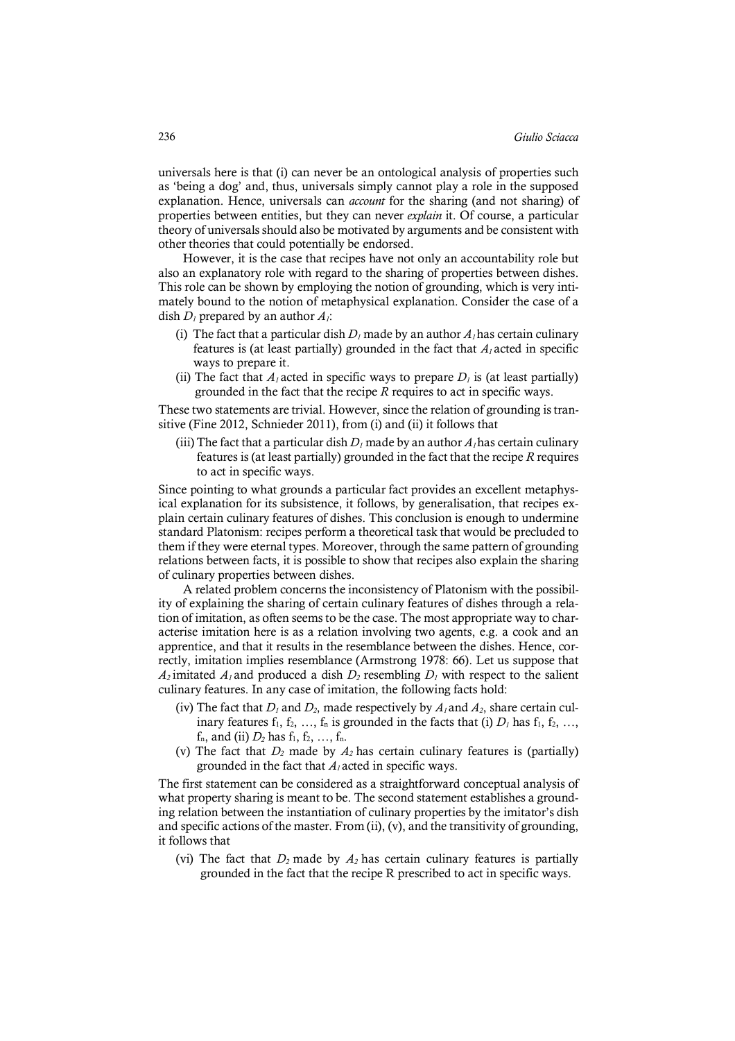universals here is that (i) can never be an ontological analysis of properties such as 'being a dog' and, thus, universals simply cannot play a role in the supposed explanation. Hence, universals can *account* for the sharing (and not sharing) of properties between entities, but they can never *explain* it. Of course, a particular theory of universals should also be motivated by arguments and be consistent with other theories that could potentially be endorsed.

However, it is the case that recipes have not only an accountability role but also an explanatory role with regard to the sharing of properties between dishes. This role can be shown by employing the notion of grounding, which is very intimately bound to the notion of metaphysical explanation. Consider the case of a dish $D_1$ prepared by an author $A_1$:

(i) The fact that a particular dish $D_1$ made by an author $A_1$ has certain culinary features is (at least partially) grounded in the fact that $A_1$ acted in specific ways to prepare it.

(ii) The fact that $A_1$ acted in specific ways to prepare $D_1$ is (at least partially) grounded in the fact that the recipe $R$ requires to act in specific ways.

These two statements are trivial. However, since the relation of grounding is transitive (Fine 2012, Schnieder 2011), from (i) and (ii) it follows that

(iii) The fact that a particular dish $D_1$ made by an author $A_1$ has certain culinary features is (at least partially) grounded in the fact that the recipe $R$ requires to act in specific ways.

Since pointing to what grounds a particular fact provides an excellent metaphysical explanation for its subsistence, it follows, by generalisation, that recipes explain certain culinary features of dishes. This conclusion is enough to undermine standard Platonism: recipes perform a theoretical task that would be precluded to them if they were eternal types. Moreover, through the same pattern of grounding relations between facts, it is possible to show that recipes also explain the sharing of culinary properties between dishes.

A related problem concerns the inconsistency of Platonism with the possibility of explaining the sharing of certain culinary features of dishes through a relation of imitation, as often seems to be the case. The most appropriate way to characterise imitation here is as a relation involving two agents, e.g. a cook and an apprentice, and that it results in the resemblance between the dishes. Hence, correctly, imitation implies resemblance (Armstrong 1978: 66). Let us suppose that $A_2$ imitated $A_1$ and produced a dish $D_2$ resembling $D_1$ with respect to the salient culinary features. In any case of imitation, the following facts hold:

(iv) The fact that $D_1$ and $D_2$, made respectively by $A_1$ and $A_2$, share certain culinary features $f_1$, $f_2$, …, $f_n$ is grounded in the facts that (i) $D_1$ has $f_1$, $f_2$, …, $f_n$, and (ii) $D_2$ has $f_1$, $f_2$, …, $f_n$.

(v) The fact that $D_2$ made by $A_2$ has certain culinary features is (partially) grounded in the fact that $A_1$ acted in specific ways.

The first statement can be considered as a straightforward conceptual analysis of what property sharing is meant to be. The second statement establishes a grounding relation between the instantiation of culinary properties by the imitator's dish and specific actions of the master. From (ii), (v), and the transitivity of grounding, it follows that

(vi) The fact that $D_2$ made by $A_2$ has certain culinary features is partially grounded in the fact that the recipe R prescribed to act in specific ways.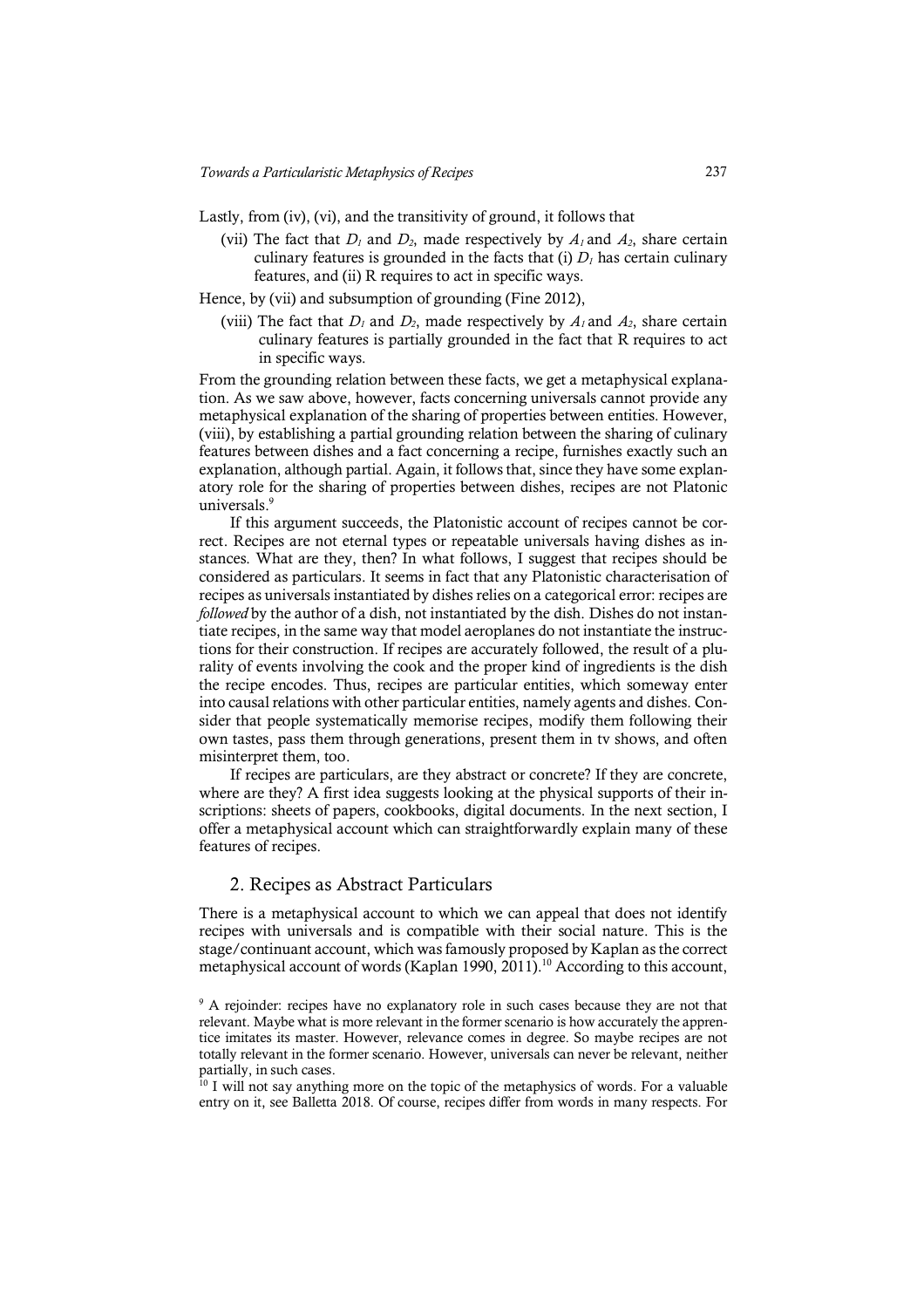Lastly, from (iv), (vi), and the transitivity of ground, it follows that

(vii) The fact that $D_1$ and $D_2$, made respectively by $A_1$ and $A_2$, share certain culinary features is grounded in the facts that (i) $D_1$ has certain culinary features, and (ii) R requires to act in specific ways.

Hence, by (vii) and subsumption of grounding (Fine 2012),

(viii) The fact that $D_1$ and $D_2$, made respectively by $A_1$ and $A_2$, share certain culinary features is partially grounded in the fact that R requires to act in specific ways.

From the grounding relation between these facts, we get a metaphysical explanation. As we saw above, however, facts concerning universals cannot provide any metaphysical explanation of the sharing of properties between entities. However, (viii), by establishing a partial grounding relation between the sharing of culinary features between dishes and a fact concerning a recipe, furnishes exactly such an explanation, although partial. Again, it follows that, since they have some explanatory role for the sharing of properties between dishes, recipes are not Platonic universals.[9]

If this argument succeeds, the Platonistic account of recipes cannot be correct. Recipes are not eternal types or repeatable universals having dishes as instances. What are they, then? In what follows, I suggest that recipes should be considered as particulars. It seems in fact that any Platonistic characterisation of recipes as universals instantiated by dishes relies on a categorical error: recipes are *followed* by the author of a dish, not instantiated by the dish. Dishes do not instantiate recipes, in the same way that model aeroplanes do not instantiate the instructions for their construction. If recipes are accurately followed, the result of a plurality of events involving the cook and the proper kind of ingredients is the dish the recipe encodes. Thus, recipes are particular entities, which someway enter into causal relations with other particular entities, namely agents and dishes. Consider that people systematically memorise recipes, modify them following their own tastes, pass them through generations, present them in tv shows, and often misinterpret them, too.

If recipes are particulars, are they abstract or concrete? If they are concrete, where are they? A first idea suggests looking at the physical supports of their inscriptions: sheets of papers, cookbooks, digital documents. In the next section, I offer a metaphysical account which can straightforwardly explain many of these features of recipes.

## 2. Recipes as Abstract Particulars

There is a metaphysical account to which we can appeal that does not identify recipes with universals and is compatible with their social nature. This is the stage/continuant account, which was famously proposed by Kaplan as the correct metaphysical account of words (Kaplan 1990, 2011).[10] According to this account,

[9] A rejoinder: recipes have no explanatory role in such cases because they are not that relevant. Maybe what is more relevant in the former scenario is how accurately the apprentice imitates its master. However, relevance comes in degree. So maybe recipes are not totally relevant in the former scenario. However, universals can never be relevant, neither partially, in such cases.

[10] I will not say anything more on the topic of the metaphysics of words. For a valuable entry on it, see Balletta 2018. Of course, recipes differ from words in many respects. For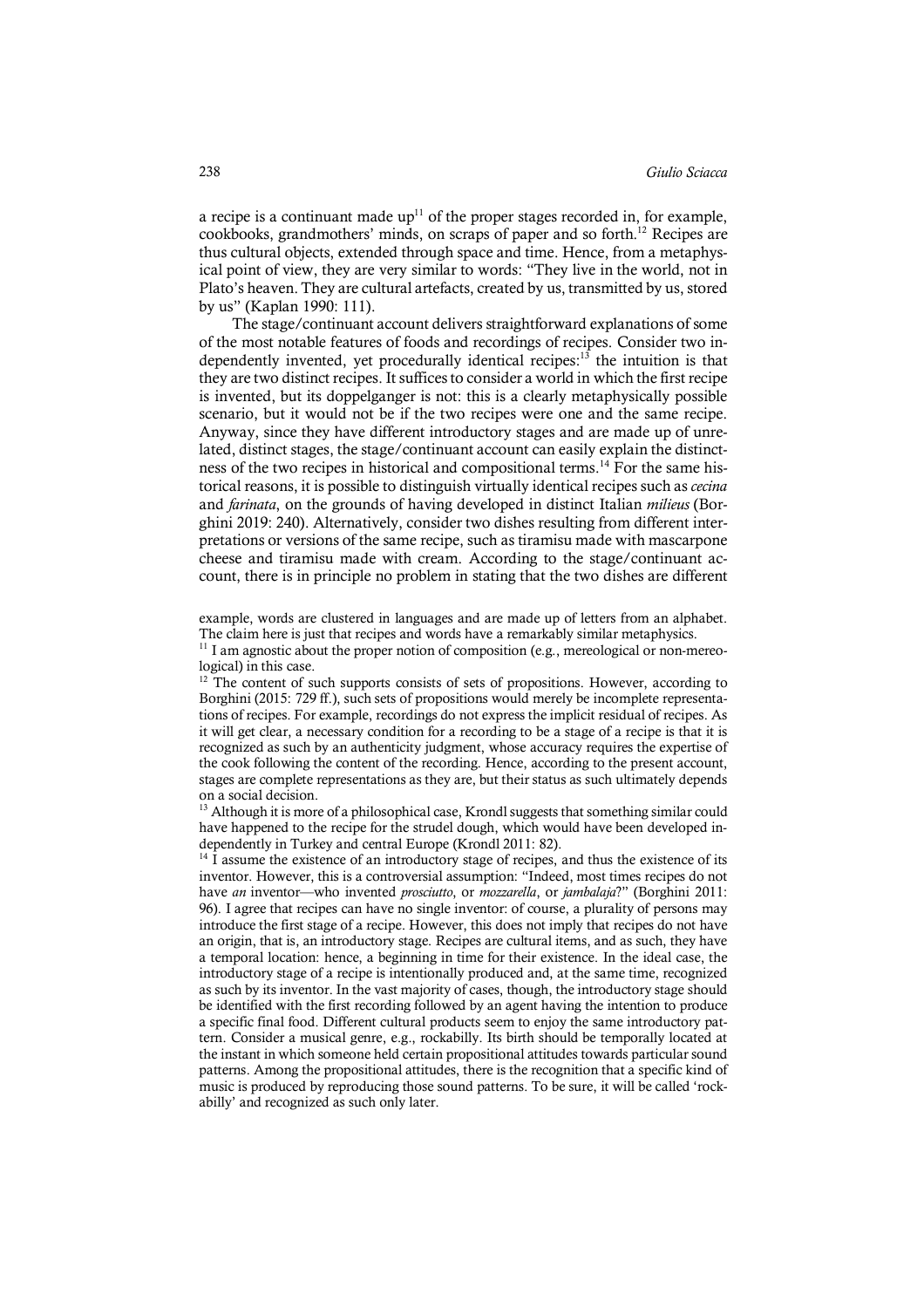a recipe is a continuant made up[11] of the proper stages recorded in, for example, cookbooks, grandmothers' minds, on scraps of paper and so forth.[12] Recipes are thus cultural objects, extended through space and time. Hence, from a metaphysical point of view, they are very similar to words: "They live in the world, not in Plato's heaven. They are cultural artefacts, created by us, transmitted by us, stored by us" (Kaplan 1990: 111).

The stage/continuant account delivers straightforward explanations of some of the most notable features of foods and recordings of recipes. Consider two independently invented, yet procedurally identical recipes:[13] the intuition is that they are two distinct recipes. It suffices to consider a world in which the first recipe is invented, but its doppelganger is not: this is a clearly metaphysically possible scenario, but it would not be if the two recipes were one and the same recipe. Anyway, since they have different introductory stages and are made up of unrelated, distinct stages, the stage/continuant account can easily explain the distinctness of the two recipes in historical and compositional terms.[14] For the same historical reasons, it is possible to distinguish virtually identical recipes such as *cecina* and *farinata*, on the grounds of having developed in distinct Italian *milieus* (Borghini 2019: 240). Alternatively, consider two dishes resulting from different interpretations or versions of the same recipe, such as tiramisu made with mascarpone cheese and tiramisu made with cream. According to the stage/continuant account, there is in principle no problem in stating that the two dishes are different

example, words are clustered in languages and are made up of letters from an alphabet. The claim here is just that recipes and words have a remarkably similar metaphysics.

[11] I am agnostic about the proper notion of composition (e.g., mereological or non-mereological) in this case.

[12] The content of such supports consists of sets of propositions. However, according to Borghini (2015: 729 ff.), such sets of propositions would merely be incomplete representations of recipes. For example, recordings do not express the implicit residual of recipes. As it will get clear, a necessary condition for a recording to be a stage of a recipe is that it is recognized as such by an authenticity judgment, whose accuracy requires the expertise of the cook following the content of the recording. Hence, according to the present account, stages are complete representations as they are, but their status as such ultimately depends on a social decision.

[13] Although it is more of a philosophical case, Krondl suggests that something similar could have happened to the recipe for the strudel dough, which would have been developed independently in Turkey and central Europe (Krondl 2011: 82).

[14] I assume the existence of an introductory stage of recipes, and thus the existence of its inventor. However, this is a controversial assumption: "Indeed, most times recipes do not have *an* inventor—who invented *prosciutto*, or *mozzarella*, or *jambalaja*?" (Borghini 2011: 96). I agree that recipes can have no single inventor: of course, a plurality of persons may introduce the first stage of a recipe. However, this does not imply that recipes do not have an origin, that is, an introductory stage. Recipes are cultural items, and as such, they have a temporal location: hence, a beginning in time for their existence. In the ideal case, the introductory stage of a recipe is intentionally produced and, at the same time, recognized as such by its inventor. In the vast majority of cases, though, the introductory stage should be identified with the first recording followed by an agent having the intention to produce a specific final food. Different cultural products seem to enjoy the same introductory pattern. Consider a musical genre, e.g., rockabilly. Its birth should be temporally located at the instant in which someone held certain propositional attitudes towards particular sound patterns. Among the propositional attitudes, there is the recognition that a specific kind of music is produced by reproducing those sound patterns. To be sure, it will be called 'rockabilly' and recognized as such only later.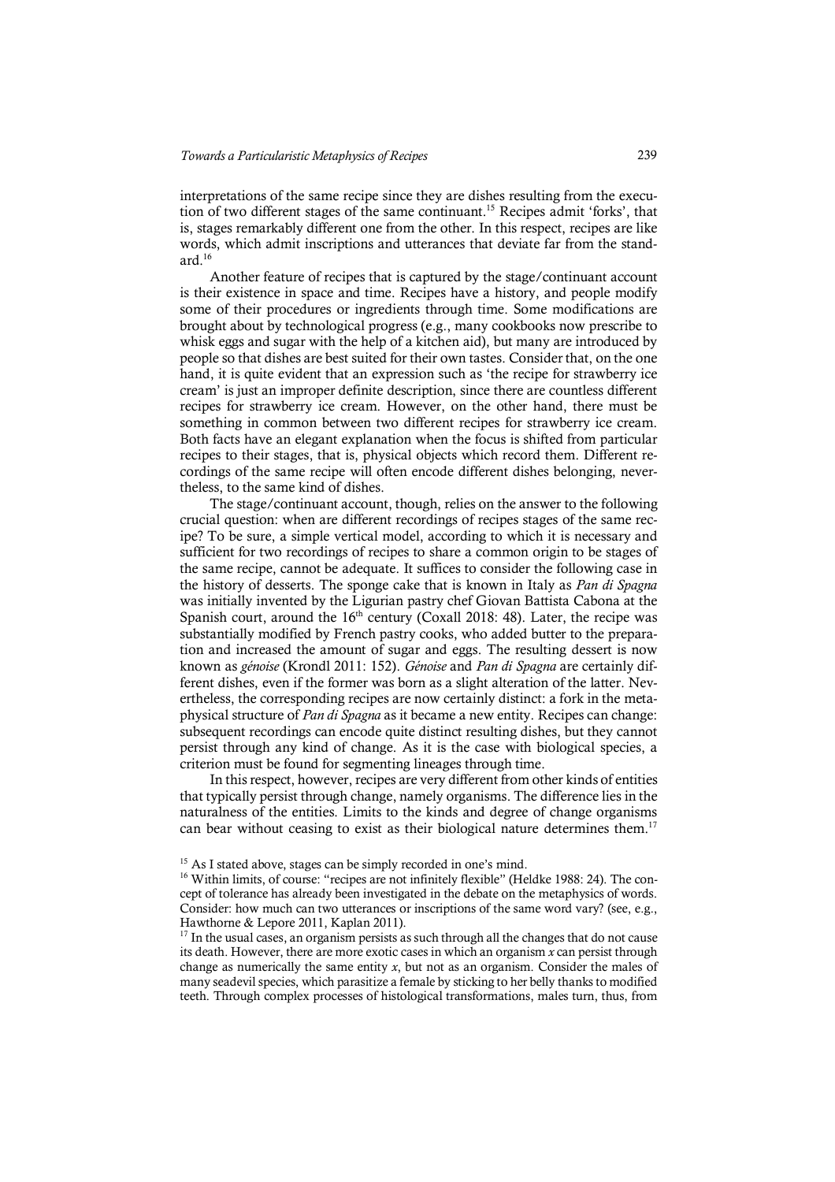interpretations of the same recipe since they are dishes resulting from the execution of two different stages of the same continuant.[15] Recipes admit 'forks', that is, stages remarkably different one from the other. In this respect, recipes are like words, which admit inscriptions and utterances that deviate far from the standard.[16]

Another feature of recipes that is captured by the stage/continuant account is their existence in space and time. Recipes have a history, and people modify some of their procedures or ingredients through time. Some modifications are brought about by technological progress (e.g., many cookbooks now prescribe to whisk eggs and sugar with the help of a kitchen aid), but many are introduced by people so that dishes are best suited for their own tastes. Consider that, on the one hand, it is quite evident that an expression such as 'the recipe for strawberry ice cream' is just an improper definite description, since there are countless different recipes for strawberry ice cream. However, on the other hand, there must be something in common between two different recipes for strawberry ice cream. Both facts have an elegant explanation when the focus is shifted from particular recipes to their stages, that is, physical objects which record them. Different recordings of the same recipe will often encode different dishes belonging, nevertheless, to the same kind of dishes.

The stage/continuant account, though, relies on the answer to the following crucial question: when are different recordings of recipes stages of the same recipe? To be sure, a simple vertical model, according to which it is necessary and sufficient for two recordings of recipes to share a common origin to be stages of the same recipe, cannot be adequate. It suffices to consider the following case in the history of desserts. The sponge cake that is known in Italy as *Pan di Spagna* was initially invented by the Ligurian pastry chef Giovan Battista Cabona at the Spanish court, around the 16th century (Coxall 2018: 48). Later, the recipe was substantially modified by French pastry cooks, who added butter to the preparation and increased the amount of sugar and eggs. The resulting dessert is now known as *génoise* (Krondl 2011: 152). *Génoise* and *Pan di Spagna* are certainly different dishes, even if the former was born as a slight alteration of the latter. Nevertheless, the corresponding recipes are now certainly distinct: a fork in the metaphysical structure of *Pan di Spagna* as it became a new entity. Recipes can change: subsequent recordings can encode quite distinct resulting dishes, but they cannot persist through any kind of change. As it is the case with biological species, a criterion must be found for segmenting lineages through time.

In this respect, however, recipes are very different from other kinds of entities that typically persist through change, namely organisms. The difference lies in the naturalness of the entities. Limits to the kinds and degree of change organisms can bear without ceasing to exist as their biological nature determines them.[17]

[15] As I stated above, stages can be simply recorded in one's mind.

[16] Within limits, of course: "recipes are not infinitely flexible" (Heldke 1988: 24). The concept of tolerance has already been investigated in the debate on the metaphysics of words. Consider: how much can two utterances or inscriptions of the same word vary? (see, e.g., Hawthorne & Lepore 2011, Kaplan 2011).

[17] In the usual cases, an organism persists as such through all the changes that do not cause its death. However, there are more exotic cases in which an organism $x$ can persist through change as numerically the same entity $x$, but not as an organism. Consider the males of many seadevil species, which parasitize a female by sticking to her belly thanks to modified teeth. Through complex processes of histological transformations, males turn, thus, from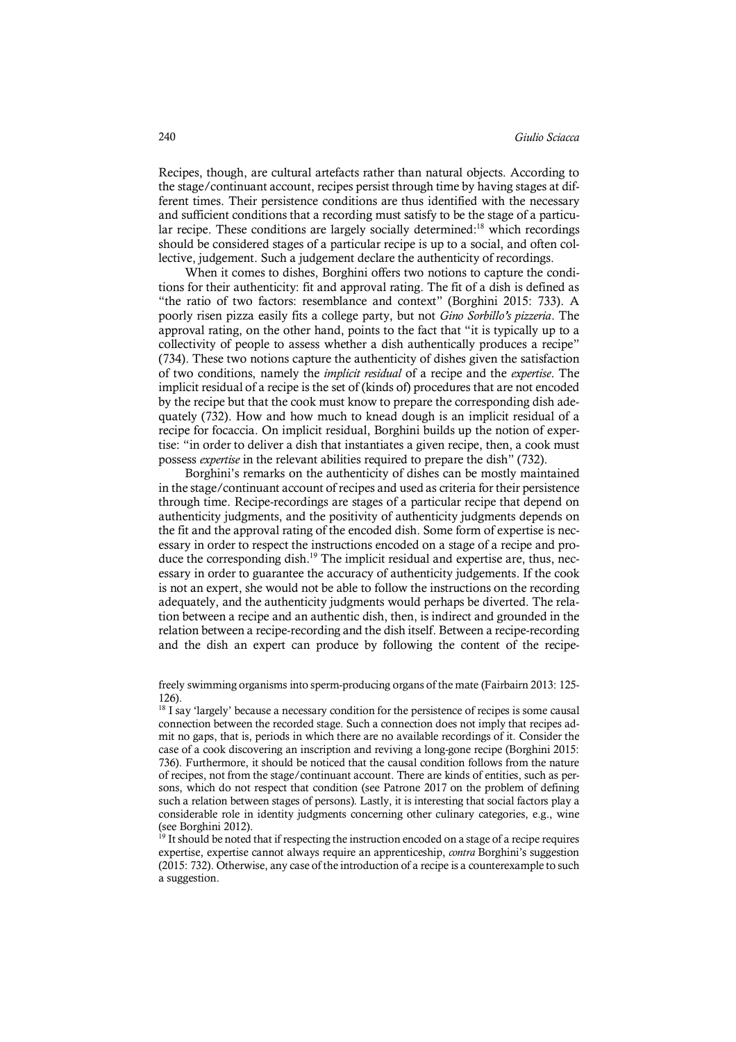Recipes, though, are cultural artefacts rather than natural objects. According to the stage/continuant account, recipes persist through time by having stages at different times. Their persistence conditions are thus identified with the necessary and sufficient conditions that a recording must satisfy to be the stage of a particular recipe. These conditions are largely socially determined:[18] which recordings should be considered stages of a particular recipe is up to a social, and often collective, judgement. Such a judgement declare the authenticity of recordings.

When it comes to dishes, Borghini offers two notions to capture the conditions for their authenticity: fit and approval rating. The fit of a dish is defined as "the ratio of two factors: resemblance and context" (Borghini 2015: 733). A poorly risen pizza easily fits a college party, but not *Gino Sorbillo's pizzeria*. The approval rating, on the other hand, points to the fact that "it is typically up to a collectivity of people to assess whether a dish authentically produces a recipe" (734). These two notions capture the authenticity of dishes given the satisfaction of two conditions, namely the *implicit residual* of a recipe and the *expertise*. The implicit residual of a recipe is the set of (kinds of) procedures that are not encoded by the recipe but that the cook must know to prepare the corresponding dish adequately (732). How and how much to knead dough is an implicit residual of a recipe for focaccia. On implicit residual, Borghini builds up the notion of expertise: "in order to deliver a dish that instantiates a given recipe, then, a cook must possess *expertise* in the relevant abilities required to prepare the dish" (732).

Borghini's remarks on the authenticity of dishes can be mostly maintained in the stage/continuant account of recipes and used as criteria for their persistence through time. Recipe-recordings are stages of a particular recipe that depend on authenticity judgments, and the positivity of authenticity judgments depends on the fit and the approval rating of the encoded dish. Some form of expertise is necessary in order to respect the instructions encoded on a stage of a recipe and produce the corresponding dish.[19] The implicit residual and expertise are, thus, necessary in order to guarantee the accuracy of authenticity judgements. If the cook is not an expert, she would not be able to follow the instructions on the recording adequately, and the authenticity judgments would perhaps be diverted. The relation between a recipe and an authentic dish, then, is indirect and grounded in the relation between a recipe-recording and the dish itself. Between a recipe-recording and the dish an expert can produce by following the content of the recipe-

freely swimming organisms into sperm-producing organs of the mate (Fairbairn 2013: 125-126).

[18] I say 'largely' because a necessary condition for the persistence of recipes is some causal connection between the recorded stage. Such a connection does not imply that recipes admit no gaps, that is, periods in which there are no available recordings of it. Consider the case of a cook discovering an inscription and reviving a long-gone recipe (Borghini 2015: 736). Furthermore, it should be noticed that the causal condition follows from the nature of recipes, not from the stage/continuant account. There are kinds of entities, such as persons, which do not respect that condition (see Patrone 2017 on the problem of defining such a relation between stages of persons). Lastly, it is interesting that social factors play a considerable role in identity judgments concerning other culinary categories, e.g., wine (see Borghini 2012).

[19] It should be noted that if respecting the instruction encoded on a stage of a recipe requires expertise, expertise cannot always require an apprenticeship, *contra* Borghini's suggestion (2015: 732). Otherwise, any case of the introduction of a recipe is a counterexample to such a suggestion.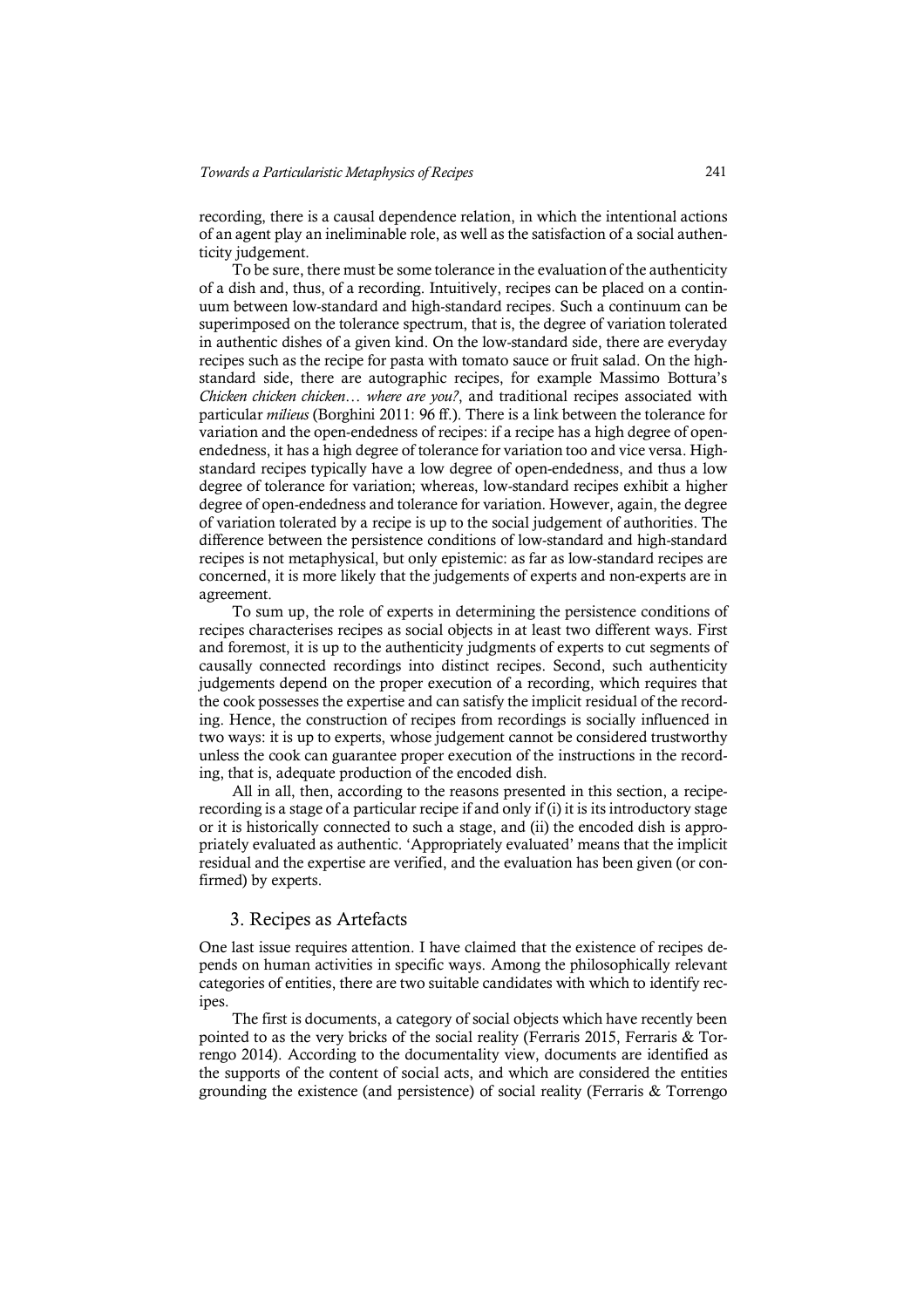recording, there is a causal dependence relation, in which the intentional actions of an agent play an ineliminable role, as well as the satisfaction of a social authenticity judgement.

To be sure, there must be some tolerance in the evaluation of the authenticity of a dish and, thus, of a recording. Intuitively, recipes can be placed on a continuum between low-standard and high-standard recipes. Such a continuum can be superimposed on the tolerance spectrum, that is, the degree of variation tolerated in authentic dishes of a given kind. On the low-standard side, there are everyday recipes such as the recipe for pasta with tomato sauce or fruit salad. On the high-standard side, there are autographic recipes, for example Massimo Bottura's *Chicken chicken chicken… where are you?*, and traditional recipes associated with particular *milieus* (Borghini 2011: 96 ff.). There is a link between the tolerance for variation and the open-endedness of recipes: if a recipe has a high degree of open-endedness, it has a high degree of tolerance for variation too and vice versa. High-standard recipes typically have a low degree of open-endedness, and thus a low degree of tolerance for variation; whereas, low-standard recipes exhibit a higher degree of open-endedness and tolerance for variation. However, again, the degree of variation tolerated by a recipe is up to the social judgement of authorities. The difference between the persistence conditions of low-standard and high-standard recipes is not metaphysical, but only epistemic: as far as low-standard recipes are concerned, it is more likely that the judgements of experts and non-experts are in agreement.

To sum up, the role of experts in determining the persistence conditions of recipes characterises recipes as social objects in at least two different ways. First and foremost, it is up to the authenticity judgments of experts to cut segments of causally connected recordings into distinct recipes. Second, such authenticity judgements depend on the proper execution of a recording, which requires that the cook possesses the expertise and can satisfy the implicit residual of the recording. Hence, the construction of recipes from recordings is socially influenced in two ways: it is up to experts, whose judgement cannot be considered trustworthy unless the cook can guarantee proper execution of the instructions in the recording, that is, adequate production of the encoded dish.

All in all, then, according to the reasons presented in this section, a recipe-recording is a stage of a particular recipe if and only if (i) it is its introductory stage or it is historically connected to such a stage, and (ii) the encoded dish is appropriately evaluated as authentic. 'Appropriately evaluated' means that the implicit residual and the expertise are verified, and the evaluation has been given (or confirmed) by experts.

## 3. Recipes as Artefacts

One last issue requires attention. I have claimed that the existence of recipes depends on human activities in specific ways. Among the philosophically relevant categories of entities, there are two suitable candidates with which to identify recipes.

The first is documents, a category of social objects which have recently been pointed to as the very bricks of the social reality (Ferraris 2015, Ferraris & Torrengo 2014). According to the documentality view, documents are identified as the supports of the content of social acts, and which are considered the entities grounding the existence (and persistence) of social reality (Ferraris & Torrengo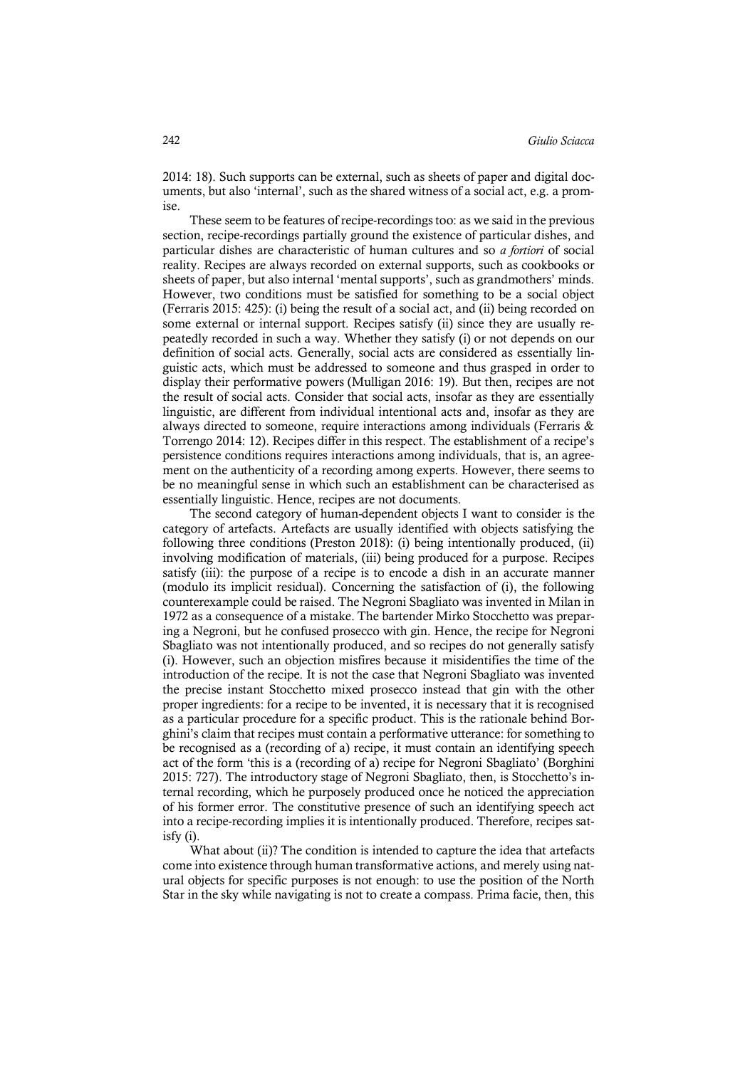2014: 18). Such supports can be external, such as sheets of paper and digital documents, but also 'internal', such as the shared witness of a social act, e.g. a promise.

These seem to be features of recipe-recordings too: as we said in the previous section, recipe-recordings partially ground the existence of particular dishes, and particular dishes are characteristic of human cultures and so *a fortiori* of social reality. Recipes are always recorded on external supports, such as cookbooks or sheets of paper, but also internal 'mental supports', such as grandmothers' minds. However, two conditions must be satisfied for something to be a social object (Ferraris 2015: 425): (i) being the result of a social act, and (ii) being recorded on some external or internal support. Recipes satisfy (ii) since they are usually repeatedly recorded in such a way. Whether they satisfy (i) or not depends on our definition of social acts. Generally, social acts are considered as essentially linguistic acts, which must be addressed to someone and thus grasped in order to display their performative powers (Mulligan 2016: 19). But then, recipes are not the result of social acts. Consider that social acts, insofar as they are essentially linguistic, are different from individual intentional acts and, insofar as they are always directed to someone, require interactions among individuals (Ferraris & Torrengo 2014: 12). Recipes differ in this respect. The establishment of a recipe's persistence conditions requires interactions among individuals, that is, an agreement on the authenticity of a recording among experts. However, there seems to be no meaningful sense in which such an establishment can be characterised as essentially linguistic. Hence, recipes are not documents.

The second category of human-dependent objects I want to consider is the category of artefacts. Artefacts are usually identified with objects satisfying the following three conditions (Preston 2018): (i) being intentionally produced, (ii) involving modification of materials, (iii) being produced for a purpose. Recipes satisfy (iii): the purpose of a recipe is to encode a dish in an accurate manner (modulo its implicit residual). Concerning the satisfaction of (i), the following counterexample could be raised. The Negroni Sbagliato was invented in Milan in 1972 as a consequence of a mistake. The bartender Mirko Stocchetto was preparing a Negroni, but he confused prosecco with gin. Hence, the recipe for Negroni Sbagliato was not intentionally produced, and so recipes do not generally satisfy (i). However, such an objection misfires because it misidentifies the time of the introduction of the recipe. It is not the case that Negroni Sbagliato was invented the precise instant Stocchetto mixed prosecco instead that gin with the other proper ingredients: for a recipe to be invented, it is necessary that it is recognised as a particular procedure for a specific product. This is the rationale behind Borghini's claim that recipes must contain a performative utterance: for something to be recognised as a (recording of a) recipe, it must contain an identifying speech act of the form 'this is a (recording of a) recipe for Negroni Sbagliato' (Borghini 2015: 727). The introductory stage of Negroni Sbagliato, then, is Stocchetto's internal recording, which he purposely produced once he noticed the appreciation of his former error. The constitutive presence of such an identifying speech act into a recipe-recording implies it is intentionally produced. Therefore, recipes satisfy (i).

What about (ii)? The condition is intended to capture the idea that artefacts come into existence through human transformative actions, and merely using natural objects for specific purposes is not enough: to use the position of the North Star in the sky while navigating is not to create a compass. Prima facie, then, this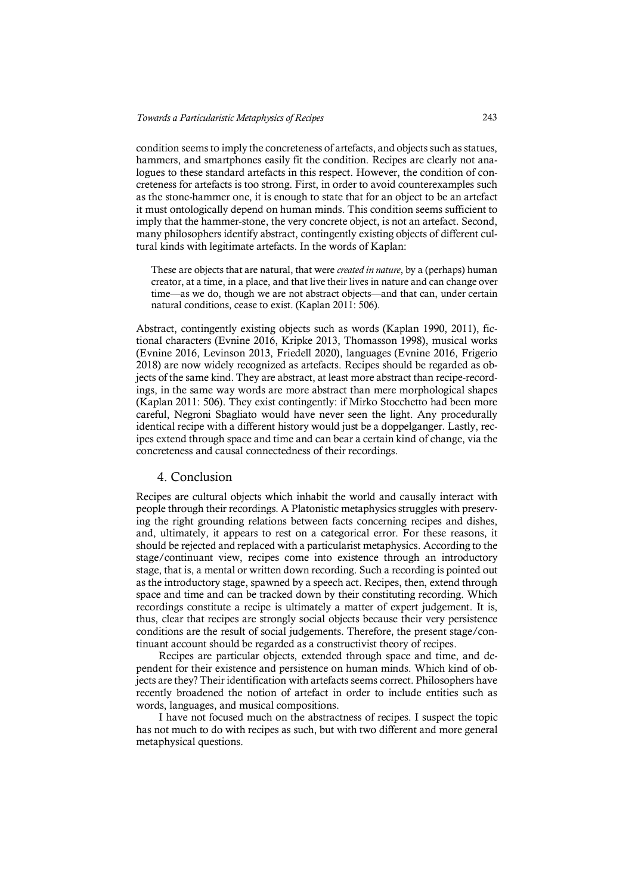condition seems to imply the concreteness of artefacts, and objects such as statues, hammers, and smartphones easily fit the condition. Recipes are clearly not analogues to these standard artefacts in this respect. However, the condition of concreteness for artefacts is too strong. First, in order to avoid counterexamples such as the stone-hammer one, it is enough to state that for an object to be an artefact it must ontologically depend on human minds. This condition seems sufficient to imply that the hammer-stone, the very concrete object, is not an artefact. Second, many philosophers identify abstract, contingently existing objects of different cultural kinds with legitimate artefacts. In the words of Kaplan:

> These are objects that are natural, that were *created in nature*, by a (perhaps) human creator, at a time, in a place, and that live their lives in nature and can change over time—as we do, though we are not abstract objects—and that can, under certain natural conditions, cease to exist. (Kaplan 2011: 506).

Abstract, contingently existing objects such as words (Kaplan 1990, 2011), fictional characters (Evnine 2016, Kripke 2013, Thomasson 1998), musical works (Evnine 2016, Levinson 2013, Friedell 2020), languages (Evnine 2016, Frigerio 2018) are now widely recognized as artefacts. Recipes should be regarded as objects of the same kind. They are abstract, at least more abstract than recipe-recordings, in the same way words are more abstract than mere morphological shapes (Kaplan 2011: 506). They exist contingently: if Mirko Stocchetto had been more careful, Negroni Sbagliato would have never seen the light. Any procedurally identical recipe with a different history would just be a doppelganger. Lastly, recipes extend through space and time and can bear a certain kind of change, via the concreteness and causal connectedness of their recordings.

## 4. Conclusion

Recipes are cultural objects which inhabit the world and causally interact with people through their recordings. A Platonistic metaphysics struggles with preserving the right grounding relations between facts concerning recipes and dishes, and, ultimately, it appears to rest on a categorical error. For these reasons, it should be rejected and replaced with a particularist metaphysics. According to the stage/continuant view, recipes come into existence through an introductory stage, that is, a mental or written down recording. Such a recording is pointed out as the introductory stage, spawned by a speech act. Recipes, then, extend through space and time and can be tracked down by their constituting recording. Which recordings constitute a recipe is ultimately a matter of expert judgement. It is, thus, clear that recipes are strongly social objects because their very persistence conditions are the result of social judgements. Therefore, the present stage/continuant account should be regarded as a constructivist theory of recipes.

Recipes are particular objects, extended through space and time, and dependent for their existence and persistence on human minds. Which kind of objects are they? Their identification with artefacts seems correct. Philosophers have recently broadened the notion of artefact in order to include entities such as words, languages, and musical compositions.

I have not focused much on the abstractness of recipes. I suspect the topic has not much to do with recipes as such, but with two different and more general metaphysical questions.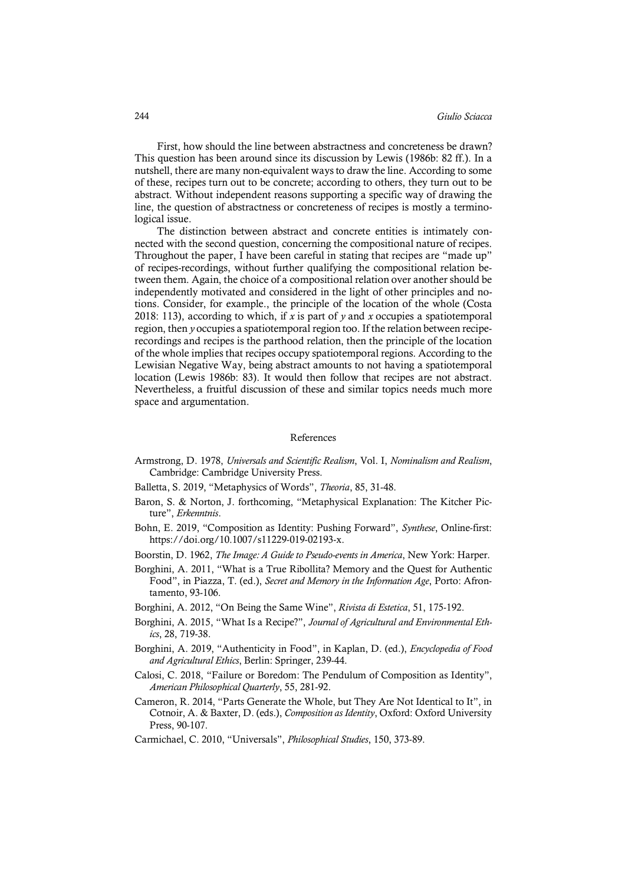First, how should the line between abstractness and concreteness be drawn? This question has been around since its discussion by Lewis (1986b: 82 ff.). In a nutshell, there are many non-equivalent ways to draw the line. According to some of these, recipes turn out to be concrete; according to others, they turn out to be abstract. Without independent reasons supporting a specific way of drawing the line, the question of abstractness or concreteness of recipes is mostly a terminological issue.

The distinction between abstract and concrete entities is intimately connected with the second question, concerning the compositional nature of recipes. Throughout the paper, I have been careful in stating that recipes are "made up" of recipes-recordings, without further qualifying the compositional relation between them. Again, the choice of a compositional relation over another should be independently motivated and considered in the light of other principles and notions. Consider, for example., the principle of the location of the whole (Costa 2018: 113), according to which, if *x* is part of *y* and *x* occupies a spatiotemporal region, then *y* occupies a spatiotemporal region too. If the relation between recipe-recordings and recipes is the parthood relation, then the principle of the location of the whole implies that recipes occupy spatiotemporal regions. According to the Lewisian Negative Way, being abstract amounts to not having a spatiotemporal location (Lewis 1986b: 83). It would then follow that recipes are not abstract. Nevertheless, a fruitful discussion of these and similar topics needs much more space and argumentation.

## References

Armstrong, D. 1978, *Universals and Scientific Realism*, Vol. I, *Nominalism and Realism*, Cambridge: Cambridge University Press.

Balletta, S. 2019, "Metaphysics of Words", *Theoria*, 85, 31-48.

Baron, S. & Norton, J. forthcoming, "Metaphysical Explanation: The Kitcher Picture", *Erkenntnis*.

Bohn, E. 2019, "Composition as Identity: Pushing Forward", *Synthese*, Online-first: https://doi.org/10.1007/s11229-019-02193-x.

Boorstin, D. 1962, *The Image: A Guide to Pseudo-events in America*, New York: Harper.

Borghini, A. 2011, "What is a True Ribollita? Memory and the Quest for Authentic Food", in Piazza, T. (ed.), *Secret and Memory in the Information Age*, Porto: Afrontamento, 93-106.

Borghini, A. 2012, "On Being the Same Wine", *Rivista di Estetica*, 51, 175-192.

Borghini, A. 2015, "What Is a Recipe?", *Journal of Agricultural and Environmental Ethics*, 28, 719-38.

Borghini, A. 2019, "Authenticity in Food", in Kaplan, D. (ed.), *Encyclopedia of Food and Agricultural Ethics*, Berlin: Springer, 239-44.

Calosi, C. 2018, "Failure or Boredom: The Pendulum of Composition as Identity", *American Philosophical Quarterly*, 55, 281-92.

Cameron, R. 2014, "Parts Generate the Whole, but They Are Not Identical to It", in Cotnoir, A. & Baxter, D. (eds.), *Composition as Identity*, Oxford: Oxford University Press, 90-107.

Carmichael, C. 2010, "Universals", *Philosophical Studies*, 150, 373-89.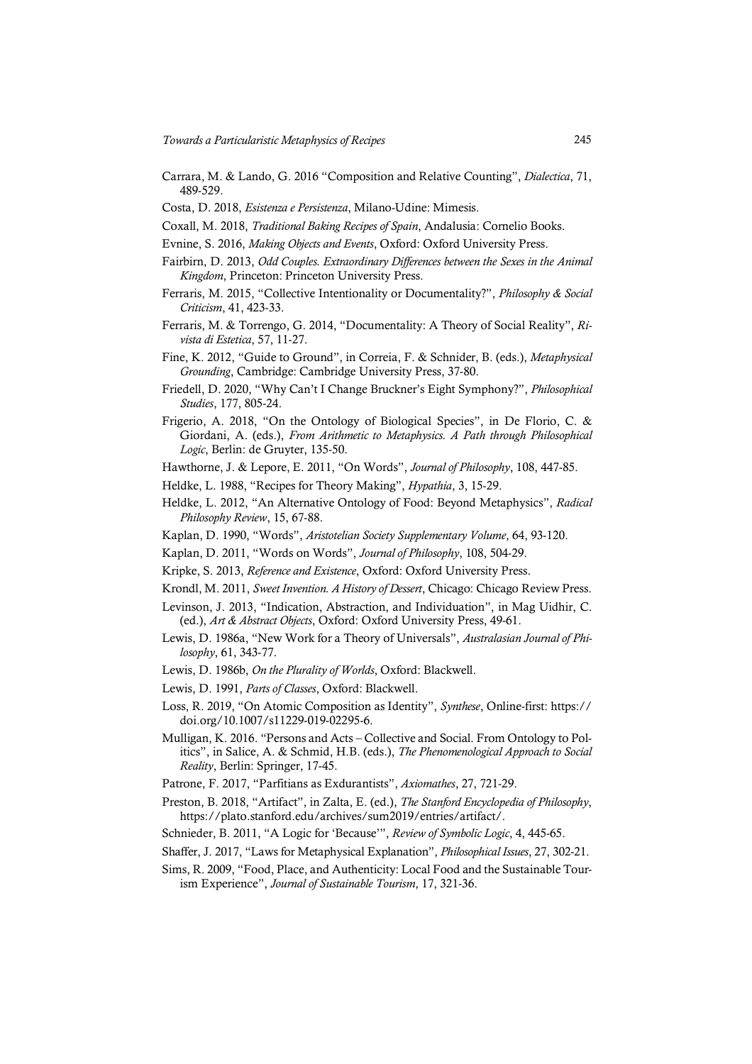Carrara, M. & Lando, G. 2016 "Composition and Relative Counting", *Dialectica*, 71, 489-529.

Costa, D. 2018, *Esistenza e Persistenza*, Milano-Udine: Mimesis.

Coxall, M. 2018, *Traditional Baking Recipes of Spain*, Andalusia: Cornelio Books.

Evnine, S. 2016, *Making Objects and Events*, Oxford: Oxford University Press.

Fairbirn, D. 2013, *Odd Couples. Extraordinary Differences between the Sexes in the Animal Kingdom*, Princeton: Princeton University Press.

Ferraris, M. 2015, "Collective Intentionality or Documentality?", *Philosophy & Social Criticism*, 41, 423-33.

Ferraris, M. & Torrengo, G. 2014, "Documentality: A Theory of Social Reality", *Rivista di Estetica*, 57, 11-27.

Fine, K. 2012, "Guide to Ground", in Correia, F. & Schnider, B. (eds.), *Metaphysical Grounding*, Cambridge: Cambridge University Press, 37-80.

Friedell, D. 2020, "Why Can't I Change Bruckner's Eight Symphony?", *Philosophical Studies*, 177, 805-24.

Frigerio, A. 2018, "On the Ontology of Biological Species", in De Florio, C. & Giordani, A. (eds.), *From Arithmetic to Metaphysics. A Path through Philosophical Logic*, Berlin: de Gruyter, 135-50.

Hawthorne, J. & Lepore, E. 2011, "On Words", *Journal of Philosophy*, 108, 447-85.

Heldke, L. 1988, "Recipes for Theory Making", *Hypathia*, 3, 15-29.

Heldke, L. 2012, "An Alternative Ontology of Food: Beyond Metaphysics", *Radical Philosophy Review*, 15, 67-88.

Kaplan, D. 1990, "Words", *Aristotelian Society Supplementary Volume*, 64, 93-120.

Kaplan, D. 2011, "Words on Words", *Journal of Philosophy*, 108, 504-29.

Kripke, S. 2013, *Reference and Existence*, Oxford: Oxford University Press.

Krondl, M. 2011, *Sweet Invention. A History of Dessert*, Chicago: Chicago Review Press.

Levinson, J. 2013, "Indication, Abstraction, and Individuation", in Mag Uidhir, C. (ed.), *Art & Abstract Objects*, Oxford: Oxford University Press, 49-61.

Lewis, D. 1986a, "New Work for a Theory of Universals", *Australasian Journal of Philosophy*, 61, 343-77.

Lewis, D. 1986b, *On the Plurality of Worlds*, Oxford: Blackwell.

Lewis, D. 1991, *Parts of Classes*, Oxford: Blackwell.

Loss, R. 2019, "On Atomic Composition as Identity", *Synthese*, Online-first: https://doi.org/10.1007/s11229-019-02295-6.

Mulligan, K. 2016. "Persons and Acts – Collective and Social. From Ontology to Politics", in Salice, A. & Schmid, H.B. (eds.), *The Phenomenological Approach to Social Reality*, Berlin: Springer, 17-45.

Patrone, F. 2017, "Parfitians as Exdurantists", *Axiomathes*, 27, 721-29.

Preston, B. 2018, "Artifact", in Zalta, E. (ed.), *The Stanford Encyclopedia of Philosophy*, https://plato.stanford.edu/archives/sum2019/entries/artifact/.

Schnieder, B. 2011, "A Logic for 'Because'", *Review of Symbolic Logic*, 4, 445-65.

Shaffer, J. 2017, "Laws for Metaphysical Explanation", *Philosophical Issues*, 27, 302-21.

Sims, R. 2009, "Food, Place, and Authenticity: Local Food and the Sustainable Tourism Experience", *Journal of Sustainable Tourism*, 17, 321-36.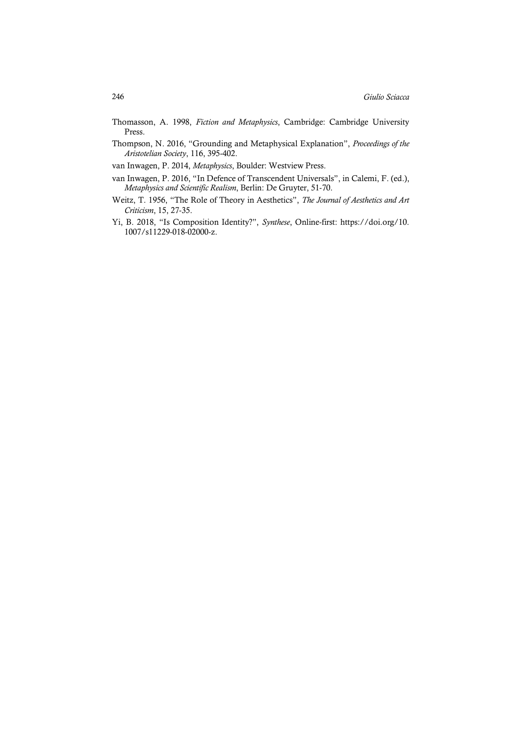Thomasson, A. 1998, *Fiction and Metaphysics*, Cambridge: Cambridge University Press.

Thompson, N. 2016, "Grounding and Metaphysical Explanation", *Proceedings of the Aristotelian Society*, 116, 395-402.

van Inwagen, P. 2014, *Metaphysics*, Boulder: Westview Press.

van Inwagen, P. 2016, "In Defence of Transcendent Universals", in Calemi, F. (ed.), *Metaphysics and Scientific Realism*, Berlin: De Gruyter, 51-70.

Weitz, T. 1956, "The Role of Theory in Aesthetics", *The Journal of Aesthetics and Art Criticism*, 15, 27-35.

Yi, B. 2018, "Is Composition Identity?", *Synthese*, Online-first: https://doi.org/10.1007/s11229-018-02000-z.